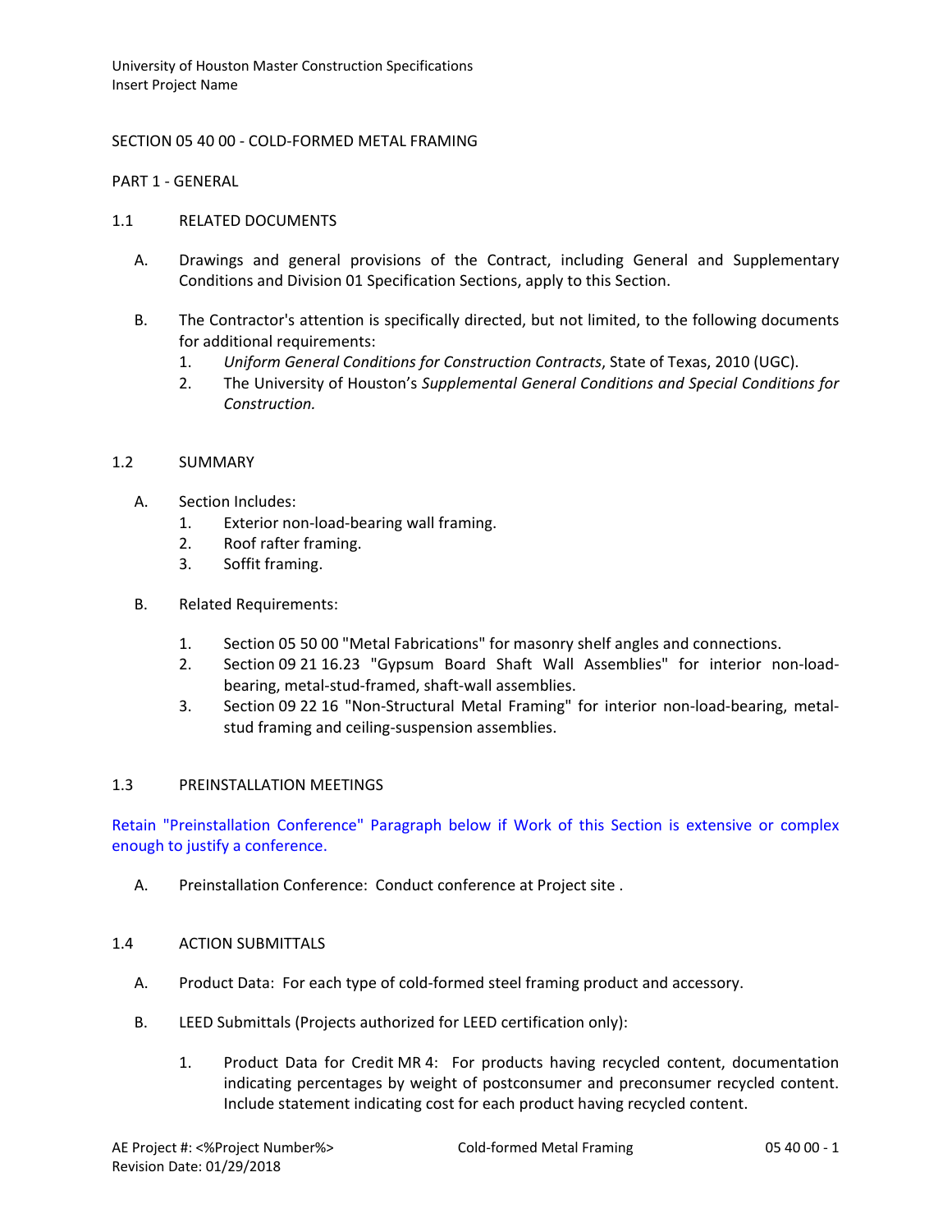# SECTION 05 40 00 - COLD-FORMED METAL FRAMING

## PART 1 - GENERAL

### 1.1 RELATED DOCUMENTS

A. Drawings and general provisions of the Contract, including General and Supplementary Conditions and Division 01 Specification Sections, apply to this Section.

B. The Contractor's attention is specifically directed, but not limited, to the following documents for additional requirements:
   1. *Uniform General Conditions for Construction Contracts*, State of Texas, 2010 (UGC).
   2. The University of Houston's *Supplemental General Conditions and Special Conditions for Construction.*

### 1.2 SUMMARY

A. Section Includes:
   1. Exterior non-load-bearing wall framing.
   2. Roof rafter framing.
   3. Soffit framing.

B. Related Requirements:
   1. Section 05 50 00 "Metal Fabrications" for masonry shelf angles and connections.
   2. Section 09 21 16.23 "Gypsum Board Shaft Wall Assemblies" for interior non-load-bearing, metal-stud-framed, shaft-wall assemblies.
   3. Section 09 22 16 "Non-Structural Metal Framing" for interior non-load-bearing, metal-stud framing and ceiling-suspension assemblies.

### 1.3 PREINSTALLATION MEETINGS

Retain "Preinstallation Conference" Paragraph below if Work of this Section is extensive or complex enough to justify a conference.

A. Preinstallation Conference: Conduct conference at Project site .

### 1.4 ACTION SUBMITTALS

A. Product Data: For each type of cold-formed steel framing product and accessory.

B. LEED Submittals (Projects authorized for LEED certification only):

   1. Product Data for Credit MR 4: For products having recycled content, documentation indicating percentages by weight of postconsumer and preconsumer recycled content. Include statement indicating cost for each product having recycled content.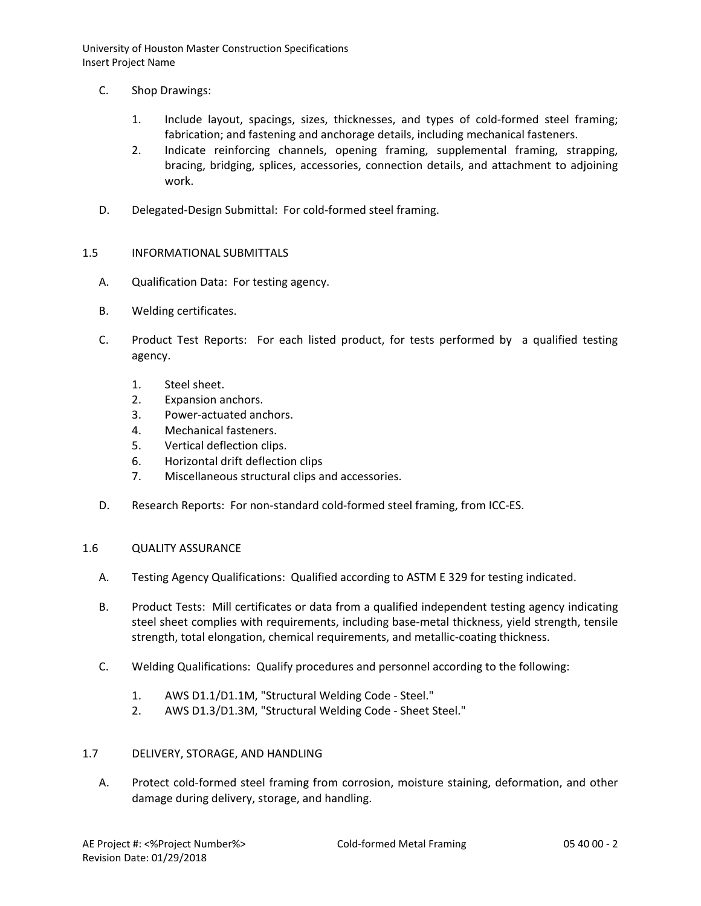C. Shop Drawings:

1. Include layout, spacings, sizes, thicknesses, and types of cold-formed steel framing; fabrication; and fastening and anchorage details, including mechanical fasteners.
2. Indicate reinforcing channels, opening framing, supplemental framing, strapping, bracing, bridging, splices, accessories, connection details, and attachment to adjoining work.

D. Delegated-Design Submittal: For cold-formed steel framing.

## 1.5 INFORMATIONAL SUBMITTALS

A. Qualification Data: For testing agency.

B. Welding certificates.

C. Product Test Reports: For each listed product, for tests performed by a qualified testing agency.

1. Steel sheet.
2. Expansion anchors.
3. Power-actuated anchors.
4. Mechanical fasteners.
5. Vertical deflection clips.
6. Horizontal drift deflection clips
7. Miscellaneous structural clips and accessories.

D. Research Reports: For non-standard cold-formed steel framing, from ICC-ES.

## 1.6 QUALITY ASSURANCE

A. Testing Agency Qualifications: Qualified according to ASTM E 329 for testing indicated.

B. Product Tests: Mill certificates or data from a qualified independent testing agency indicating steel sheet complies with requirements, including base-metal thickness, yield strength, tensile strength, total elongation, chemical requirements, and metallic-coating thickness.

C. Welding Qualifications: Qualify procedures and personnel according to the following:

1. AWS D1.1/D1.1M, "Structural Welding Code - Steel."
2. AWS D1.3/D1.3M, "Structural Welding Code - Sheet Steel."

## 1.7 DELIVERY, STORAGE, AND HANDLING

A. Protect cold-formed steel framing from corrosion, moisture staining, deformation, and other damage during delivery, storage, and handling.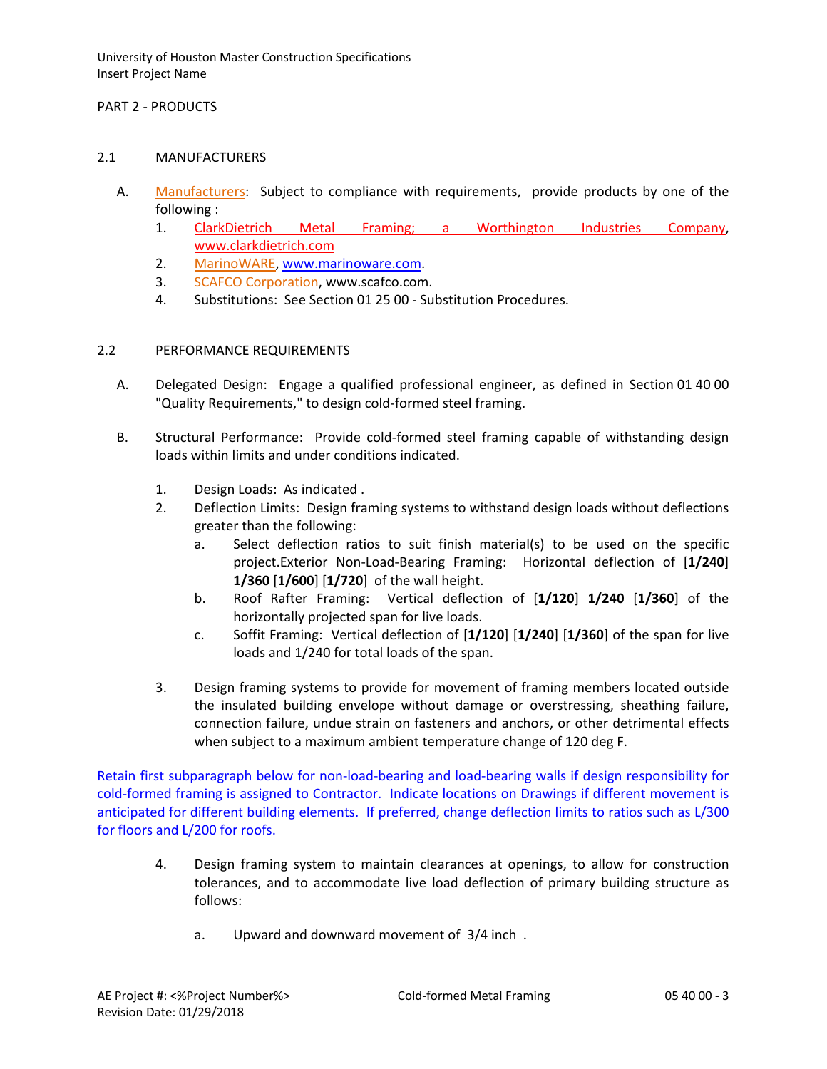PART 2 - PRODUCTS

## 2.1 MANUFACTURERS

A. Manufacturers: Subject to compliance with requirements, provide products by one of the following :
   1. ClarkDietrich Metal Framing; a Worthington Industries Company, www.clarkdietrich.com
   2. MarinoWARE, www.marinoware.com.
   3. SCAFCO Corporation, www.scafco.com.
   4. Substitutions: See Section 01 25 00 - Substitution Procedures.

## 2.2 PERFORMANCE REQUIREMENTS

A. Delegated Design: Engage a qualified professional engineer, as defined in Section 01 40 00 "Quality Requirements," to design cold-formed steel framing.

B. Structural Performance: Provide cold-formed steel framing capable of withstanding design loads within limits and under conditions indicated.

   1. Design Loads: As indicated .
   2. Deflection Limits: Design framing systems to withstand design loads without deflections greater than the following:
      a. Select deflection ratios to suit finish material(s) to be used on the specific project.Exterior Non-Load-Bearing Framing: Horizontal deflection of [**1/240**] **1/360** [**1/600**] [**1/720**] of the wall height.
      b. Roof Rafter Framing: Vertical deflection of [**1/120**] **1/240** [**1/360**] of the horizontally projected span for live loads.
      c. Soffit Framing: Vertical deflection of [**1/120**] [**1/240**] [**1/360**] of the span for live loads and 1/240 for total loads of the span.

   3. Design framing systems to provide for movement of framing members located outside the insulated building envelope without damage or overstressing, sheathing failure, connection failure, undue strain on fasteners and anchors, or other detrimental effects when subject to a maximum ambient temperature change of 120 deg F.

Retain first subparagraph below for non-load-bearing and load-bearing walls if design responsibility for cold-formed framing is assigned to Contractor. Indicate locations on Drawings if different movement is anticipated for different building elements. If preferred, change deflection limits to ratios such as L/300 for floors and L/200 for roofs.

   4. Design framing system to maintain clearances at openings, to allow for construction tolerances, and to accommodate live load deflection of primary building structure as follows:

      a. Upward and downward movement of 3/4 inch .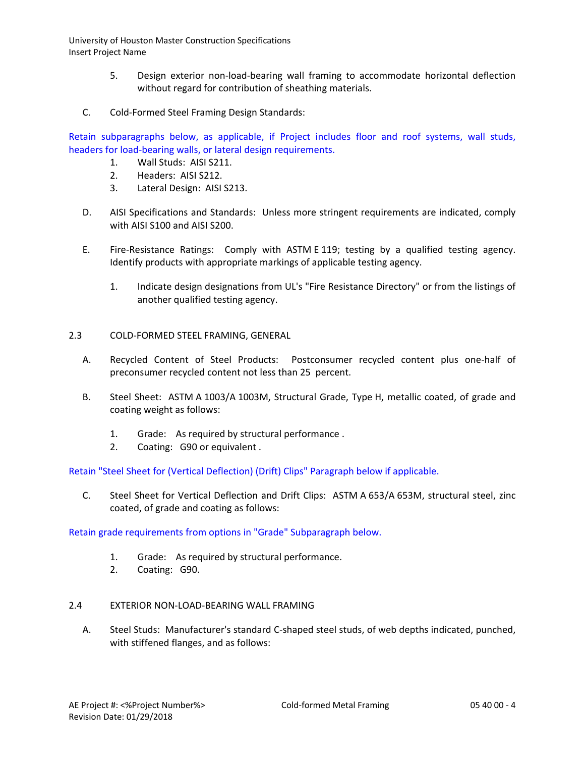5. Design exterior non-load-bearing wall framing to accommodate horizontal deflection without regard for contribution of sheathing materials.

C. Cold-Formed Steel Framing Design Standards:

Retain subparagraphs below, as applicable, if Project includes floor and roof systems, wall studs, headers for load-bearing walls, or lateral design requirements.

1. Wall Studs: AISI S211.
2. Headers: AISI S212.
3. Lateral Design: AISI S213.

D. AISI Specifications and Standards: Unless more stringent requirements are indicated, comply with AISI S100 and AISI S200.

E. Fire-Resistance Ratings: Comply with ASTM E 119; testing by a qualified testing agency. Identify products with appropriate markings of applicable testing agency.

1. Indicate design designations from UL's "Fire Resistance Directory" or from the listings of another qualified testing agency.

## 2.3 COLD-FORMED STEEL FRAMING, GENERAL

A. Recycled Content of Steel Products: Postconsumer recycled content plus one-half of preconsumer recycled content not less than 25 percent.

B. Steel Sheet: ASTM A 1003/A 1003M, Structural Grade, Type H, metallic coated, of grade and coating weight as follows:

1. Grade: As required by structural performance .
2. Coating: G90 or equivalent .

Retain "Steel Sheet for (Vertical Deflection) (Drift) Clips" Paragraph below if applicable.

C. Steel Sheet for Vertical Deflection and Drift Clips: ASTM A 653/A 653M, structural steel, zinc coated, of grade and coating as follows:

Retain grade requirements from options in "Grade" Subparagraph below.

1. Grade: As required by structural performance.
2. Coating: G90.

## 2.4 EXTERIOR NON-LOAD-BEARING WALL FRAMING

A. Steel Studs: Manufacturer's standard C-shaped steel studs, of web depths indicated, punched, with stiffened flanges, and as follows: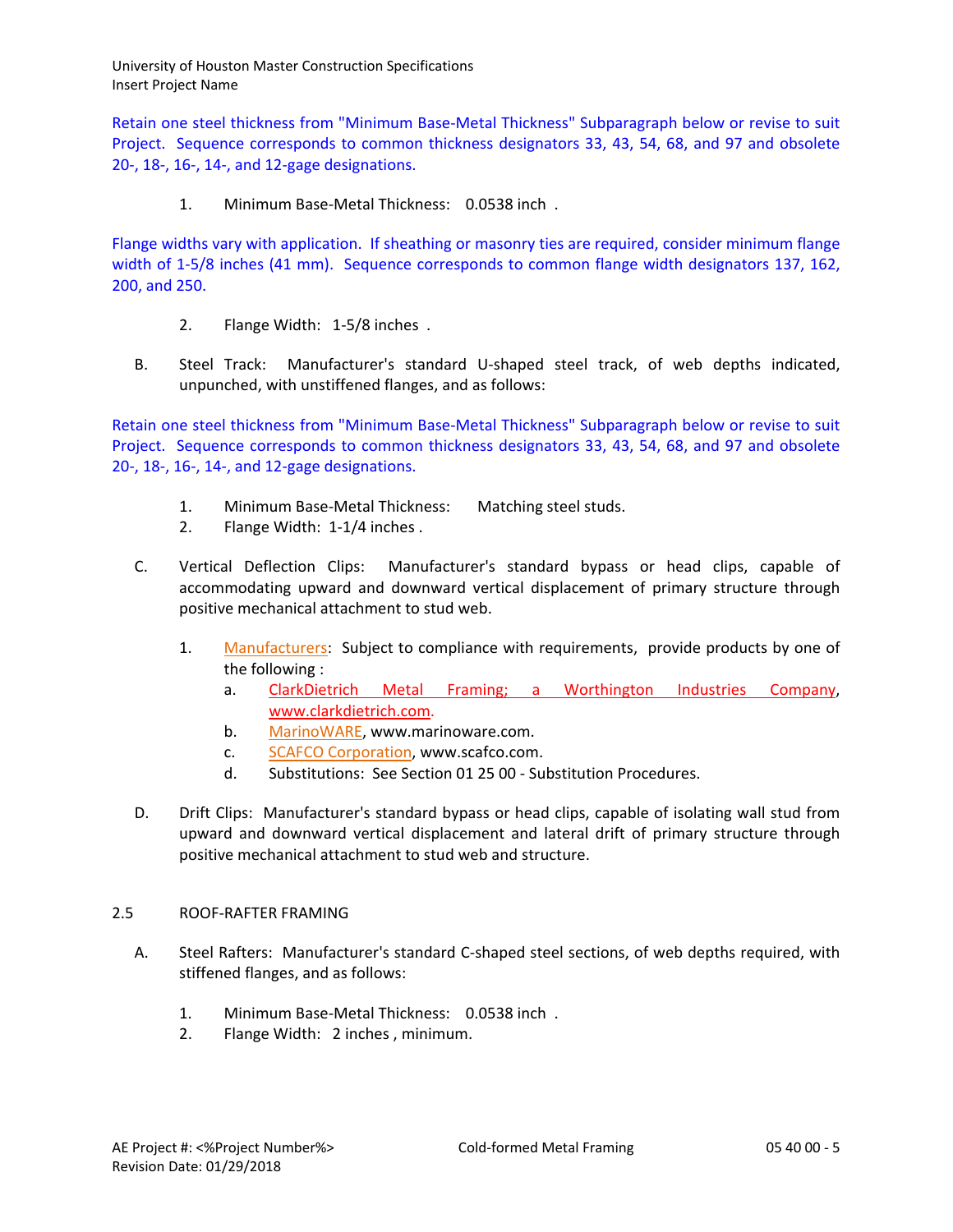Retain one steel thickness from "Minimum Base-Metal Thickness" Subparagraph below or revise to suit Project. Sequence corresponds to common thickness designators 33, 43, 54, 68, and 97 and obsolete 20-, 18-, 16-, 14-, and 12-gage designations.

1. Minimum Base-Metal Thickness: 0.0538 inch .

Flange widths vary with application. If sheathing or masonry ties are required, consider minimum flange width of 1-5/8 inches (41 mm). Sequence corresponds to common flange width designators 137, 162, 200, and 250.

2. Flange Width: 1-5/8 inches .

B. Steel Track: Manufacturer's standard U-shaped steel track, of web depths indicated, unpunched, with unstiffened flanges, and as follows:

Retain one steel thickness from "Minimum Base-Metal Thickness" Subparagraph below or revise to suit Project. Sequence corresponds to common thickness designators 33, 43, 54, 68, and 97 and obsolete 20-, 18-, 16-, 14-, and 12-gage designations.

1. Minimum Base-Metal Thickness: Matching steel studs.
2. Flange Width: 1-1/4 inches .

C. Vertical Deflection Clips: Manufacturer's standard bypass or head clips, capable of accommodating upward and downward vertical displacement of primary structure through positive mechanical attachment to stud web.

1. Manufacturers: Subject to compliance with requirements, provide products by one of the following :
   a. ClarkDietrich Metal Framing; a Worthington Industries Company, www.clarkdietrich.com.
   b. MarinoWARE, www.marinoware.com.
   c. SCAFCO Corporation, www.scafco.com.
   d. Substitutions: See Section 01 25 00 - Substitution Procedures.

D. Drift Clips: Manufacturer's standard bypass or head clips, capable of isolating wall stud from upward and downward vertical displacement and lateral drift of primary structure through positive mechanical attachment to stud web and structure.

## 2.5 ROOF-RAFTER FRAMING

A. Steel Rafters: Manufacturer's standard C-shaped steel sections, of web depths required, with stiffened flanges, and as follows:

1. Minimum Base-Metal Thickness: 0.0538 inch .
2. Flange Width: 2 inches , minimum.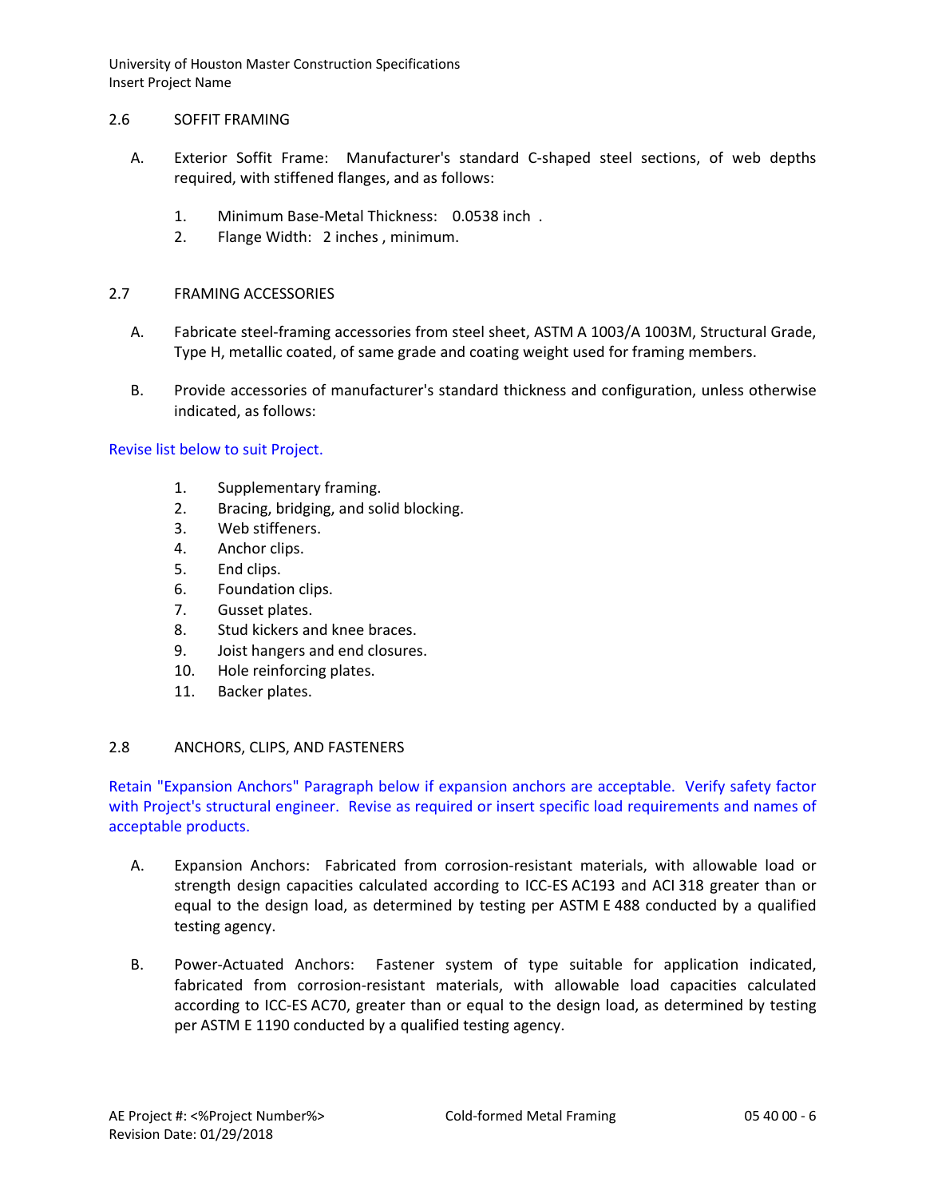## 2.6 SOFFIT FRAMING

A. Exterior Soffit Frame: Manufacturer's standard C-shaped steel sections, of web depths required, with stiffened flanges, and as follows:

1. Minimum Base-Metal Thickness: 0.0538 inch .
2. Flange Width: 2 inches , minimum.

## 2.7 FRAMING ACCESSORIES

A. Fabricate steel-framing accessories from steel sheet, ASTM A 1003/A 1003M, Structural Grade, Type H, metallic coated, of same grade and coating weight used for framing members.

B. Provide accessories of manufacturer's standard thickness and configuration, unless otherwise indicated, as follows:

Revise list below to suit Project.

1. Supplementary framing.
2. Bracing, bridging, and solid blocking.
3. Web stiffeners.
4. Anchor clips.
5. End clips.
6. Foundation clips.
7. Gusset plates.
8. Stud kickers and knee braces.
9. Joist hangers and end closures.
10. Hole reinforcing plates.
11. Backer plates.

## 2.8 ANCHORS, CLIPS, AND FASTENERS

Retain "Expansion Anchors" Paragraph below if expansion anchors are acceptable. Verify safety factor with Project's structural engineer. Revise as required or insert specific load requirements and names of acceptable products.

A. Expansion Anchors: Fabricated from corrosion-resistant materials, with allowable load or strength design capacities calculated according to ICC-ES AC193 and ACI 318 greater than or equal to the design load, as determined by testing per ASTM E 488 conducted by a qualified testing agency.

B. Power-Actuated Anchors: Fastener system of type suitable for application indicated, fabricated from corrosion-resistant materials, with allowable load capacities calculated according to ICC-ES AC70, greater than or equal to the design load, as determined by testing per ASTM E 1190 conducted by a qualified testing agency.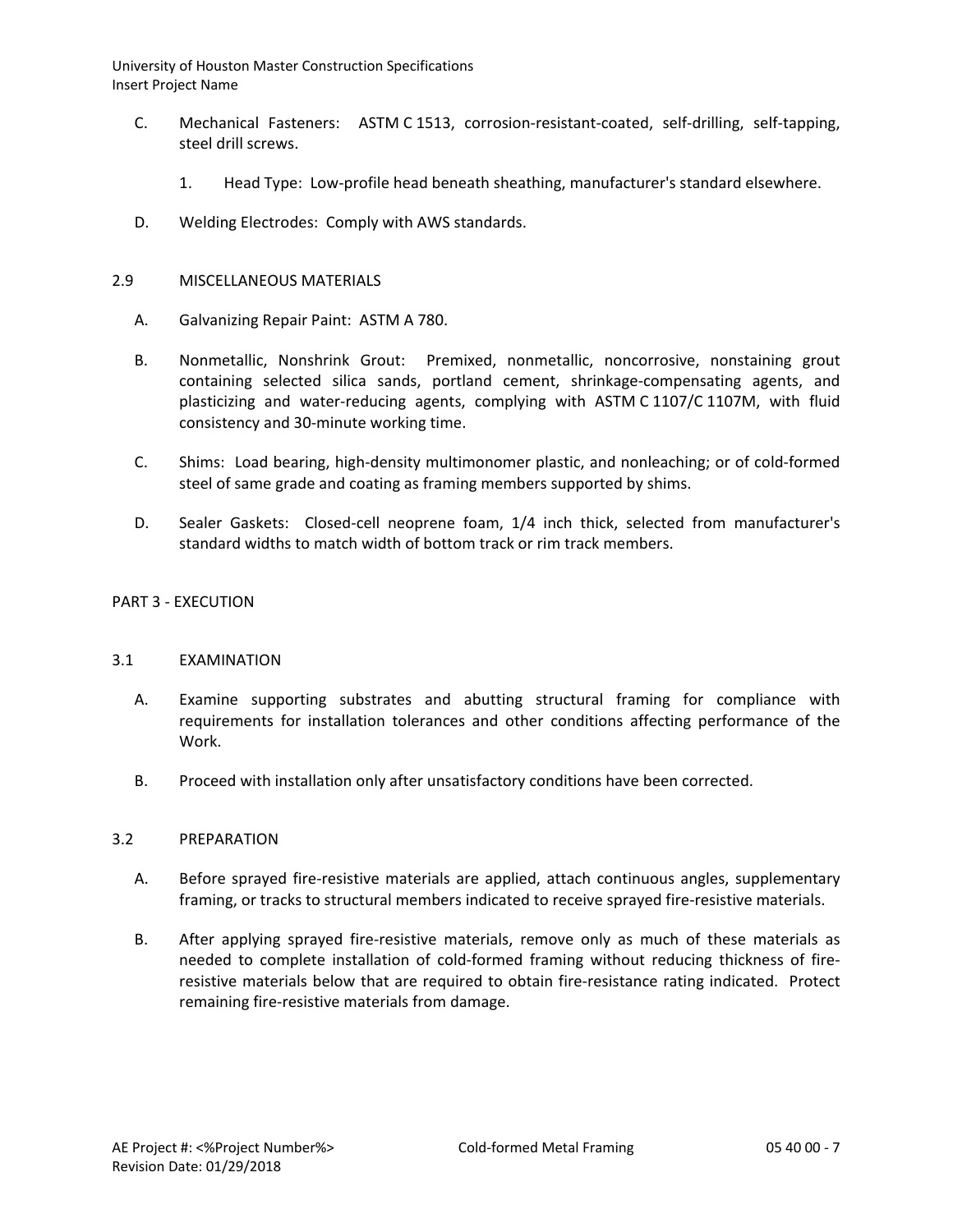C. Mechanical Fasteners: ASTM C 1513, corrosion-resistant-coated, self-drilling, self-tapping, steel drill screws.

   1. Head Type: Low-profile head beneath sheathing, manufacturer's standard elsewhere.

D. Welding Electrodes: Comply with AWS standards.

## 2.9 MISCELLANEOUS MATERIALS

A. Galvanizing Repair Paint: ASTM A 780.

B. Nonmetallic, Nonshrink Grout: Premixed, nonmetallic, noncorrosive, nonstaining grout containing selected silica sands, portland cement, shrinkage-compensating agents, and plasticizing and water-reducing agents, complying with ASTM C 1107/C 1107M, with fluid consistency and 30-minute working time.

C. Shims: Load bearing, high-density multimonomer plastic, and nonleaching; or of cold-formed steel of same grade and coating as framing members supported by shims.

D. Sealer Gaskets: Closed-cell neoprene foam, 1/4 inch thick, selected from manufacturer's standard widths to match width of bottom track or rim track members.

# PART 3 - EXECUTION

## 3.1 EXAMINATION

A. Examine supporting substrates and abutting structural framing for compliance with requirements for installation tolerances and other conditions affecting performance of the Work.

B. Proceed with installation only after unsatisfactory conditions have been corrected.

## 3.2 PREPARATION

A. Before sprayed fire-resistive materials are applied, attach continuous angles, supplementary framing, or tracks to structural members indicated to receive sprayed fire-resistive materials.

B. After applying sprayed fire-resistive materials, remove only as much of these materials as needed to complete installation of cold-formed framing without reducing thickness of fire-resistive materials below that are required to obtain fire-resistance rating indicated. Protect remaining fire-resistive materials from damage.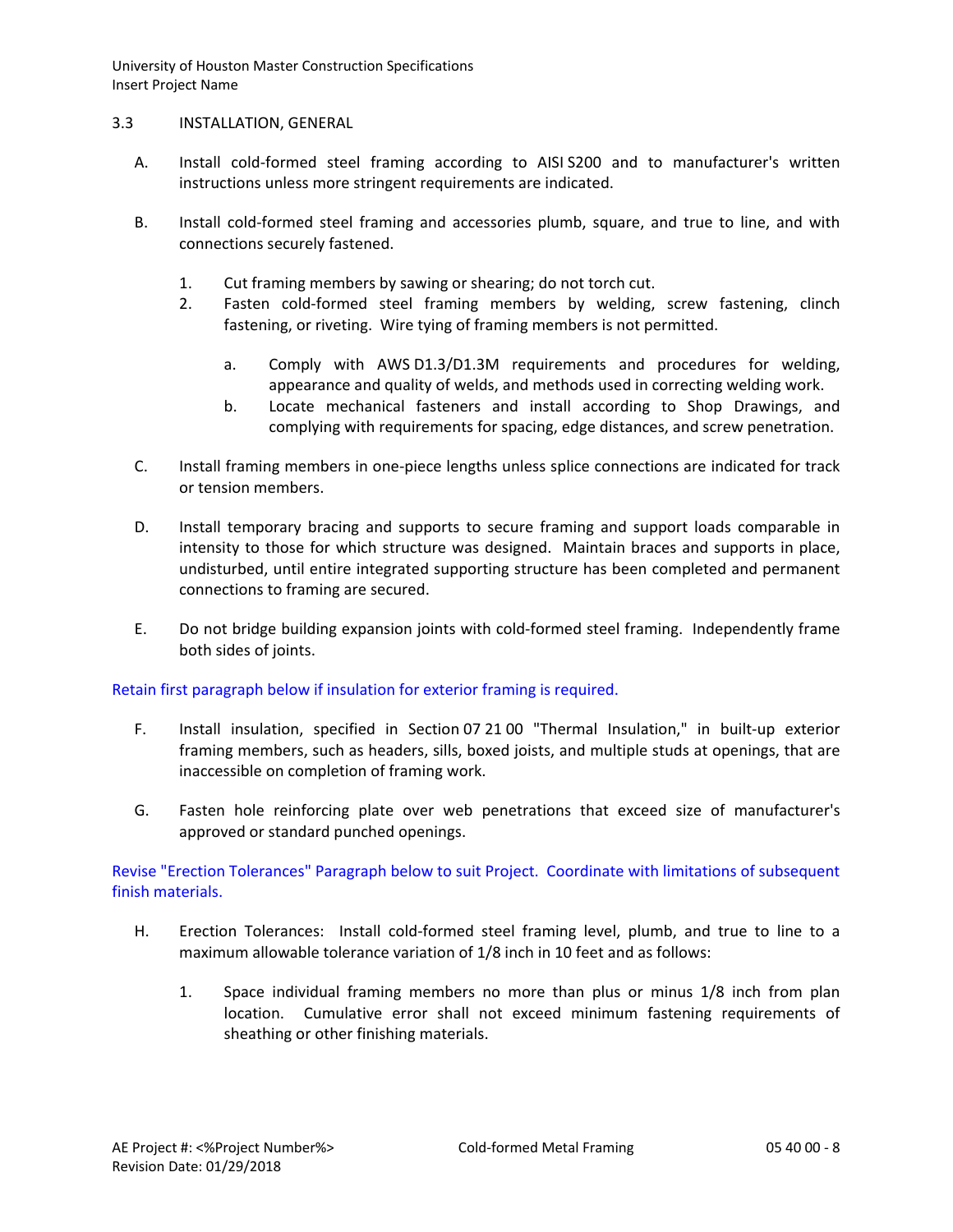## 3.3 INSTALLATION, GENERAL

A. Install cold-formed steel framing according to AISI S200 and to manufacturer's written instructions unless more stringent requirements are indicated.

B. Install cold-formed steel framing and accessories plumb, square, and true to line, and with connections securely fastened.

1. Cut framing members by sawing or shearing; do not torch cut.
2. Fasten cold-formed steel framing members by welding, screw fastening, clinch fastening, or riveting. Wire tying of framing members is not permitted.
   a. Comply with AWS D1.3/D1.3M requirements and procedures for welding, appearance and quality of welds, and methods used in correcting welding work.
   b. Locate mechanical fasteners and install according to Shop Drawings, and complying with requirements for spacing, edge distances, and screw penetration.

C. Install framing members in one-piece lengths unless splice connections are indicated for track or tension members.

D. Install temporary bracing and supports to secure framing and support loads comparable in intensity to those for which structure was designed. Maintain braces and supports in place, undisturbed, until entire integrated supporting structure has been completed and permanent connections to framing are secured.

E. Do not bridge building expansion joints with cold-formed steel framing. Independently frame both sides of joints.

Retain first paragraph below if insulation for exterior framing is required.

F. Install insulation, specified in Section 07 21 00 "Thermal Insulation," in built-up exterior framing members, such as headers, sills, boxed joists, and multiple studs at openings, that are inaccessible on completion of framing work.

G. Fasten hole reinforcing plate over web penetrations that exceed size of manufacturer's approved or standard punched openings.

Revise "Erection Tolerances" Paragraph below to suit Project. Coordinate with limitations of subsequent finish materials.

H. Erection Tolerances: Install cold-formed steel framing level, plumb, and true to line to a maximum allowable tolerance variation of 1/8 inch in 10 feet and as follows:

1. Space individual framing members no more than plus or minus 1/8 inch from plan location. Cumulative error shall not exceed minimum fastening requirements of sheathing or other finishing materials.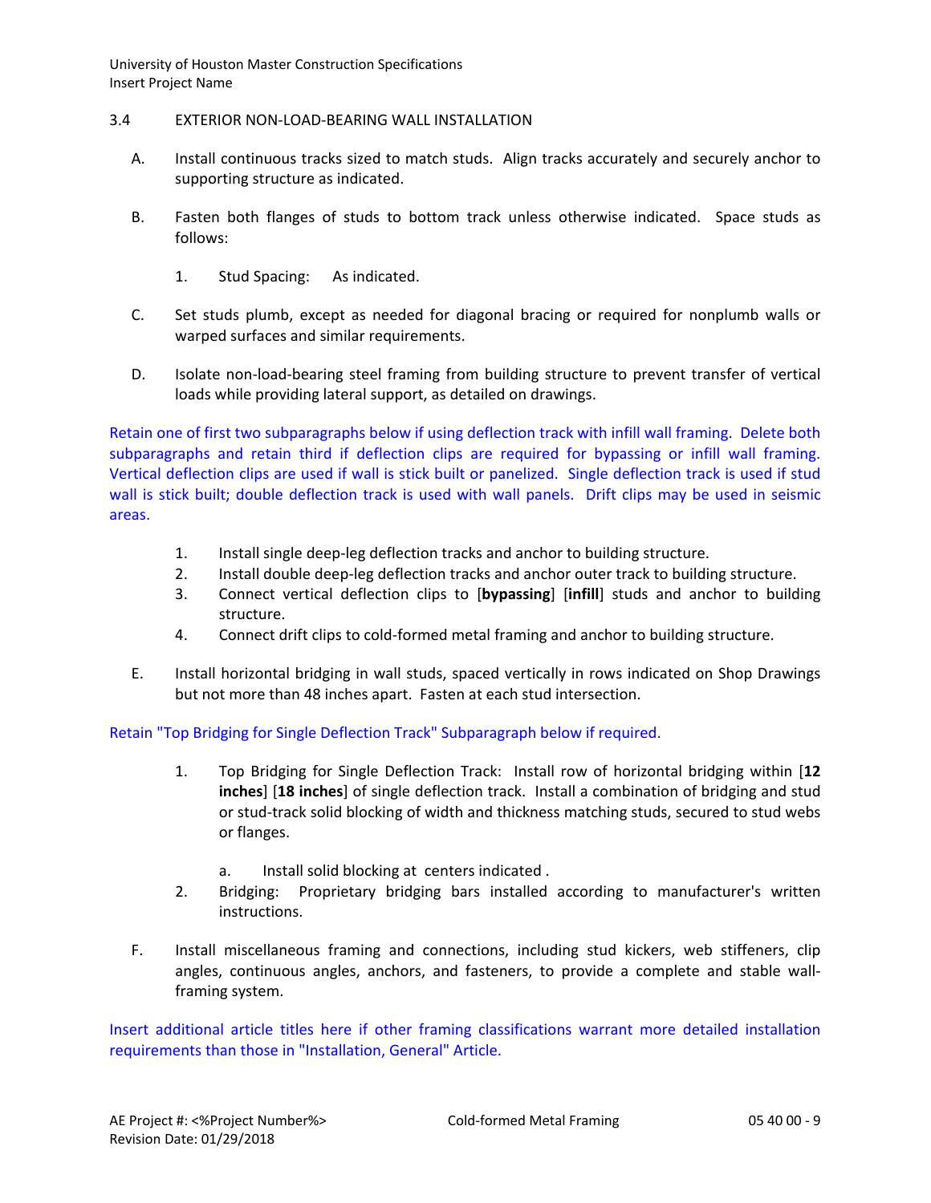## 3.4 EXTERIOR NON-LOAD-BEARING WALL INSTALLATION

A. Install continuous tracks sized to match studs. Align tracks accurately and securely anchor to supporting structure as indicated.

B. Fasten both flanges of studs to bottom track unless otherwise indicated. Space studs as follows:

   1. Stud Spacing: As indicated.

C. Set studs plumb, except as needed for diagonal bracing or required for nonplumb walls or warped surfaces and similar requirements.

D. Isolate non-load-bearing steel framing from building structure to prevent transfer of vertical loads while providing lateral support, as detailed on drawings.

Retain one of first two subparagraphs below if using deflection track with infill wall framing. Delete both subparagraphs and retain third if deflection clips are required for bypassing or infill wall framing. Vertical deflection clips are used if wall is stick built or panelized. Single deflection track is used if stud wall is stick built; double deflection track is used with wall panels. Drift clips may be used in seismic areas.

   1. Install single deep-leg deflection tracks and anchor to building structure.
   2. Install double deep-leg deflection tracks and anchor outer track to building structure.
   3. Connect vertical deflection clips to [**bypassing**] [**infill**] studs and anchor to building structure.
   4. Connect drift clips to cold-formed metal framing and anchor to building structure.

E. Install horizontal bridging in wall studs, spaced vertically in rows indicated on Shop Drawings but not more than 48 inches apart. Fasten at each stud intersection.

Retain "Top Bridging for Single Deflection Track" Subparagraph below if required.

   1. Top Bridging for Single Deflection Track: Install row of horizontal bridging within [**12 inches**] [**18 inches**] of single deflection track. Install a combination of bridging and stud or stud-track solid blocking of width and thickness matching studs, secured to stud webs or flanges.

      a. Install solid blocking at centers indicated .

   2. Bridging: Proprietary bridging bars installed according to manufacturer's written instructions.

F. Install miscellaneous framing and connections, including stud kickers, web stiffeners, clip angles, continuous angles, anchors, and fasteners, to provide a complete and stable wall-framing system.

Insert additional article titles here if other framing classifications warrant more detailed installation requirements than those in "Installation, General" Article.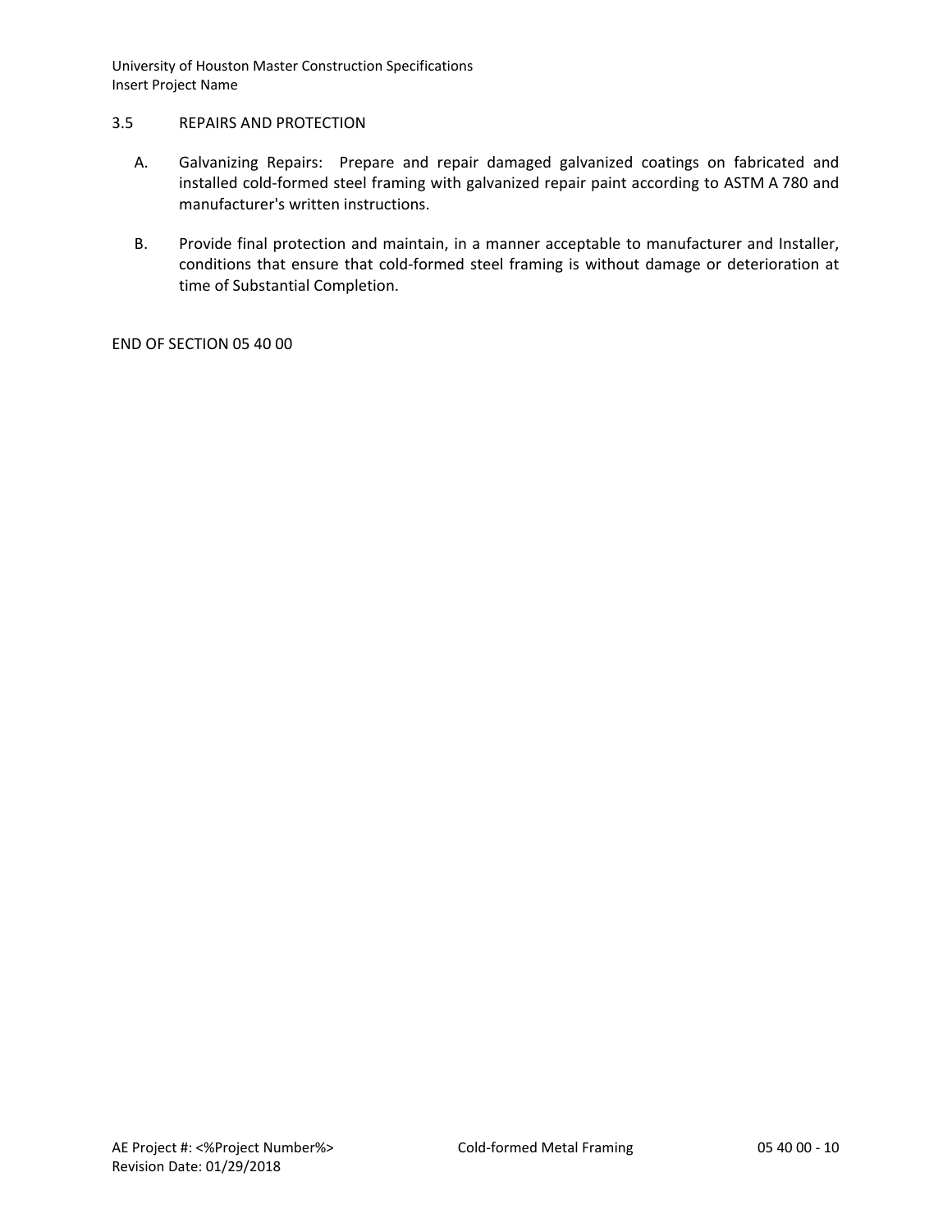### 3.5 REPAIRS AND PROTECTION

A. Galvanizing Repairs: Prepare and repair damaged galvanized coatings on fabricated and installed cold-formed steel framing with galvanized repair paint according to ASTM A 780 and manufacturer's written instructions.

B. Provide final protection and maintain, in a manner acceptable to manufacturer and Installer, conditions that ensure that cold-formed steel framing is without damage or deterioration at time of Substantial Completion.

END OF SECTION 05 40 00